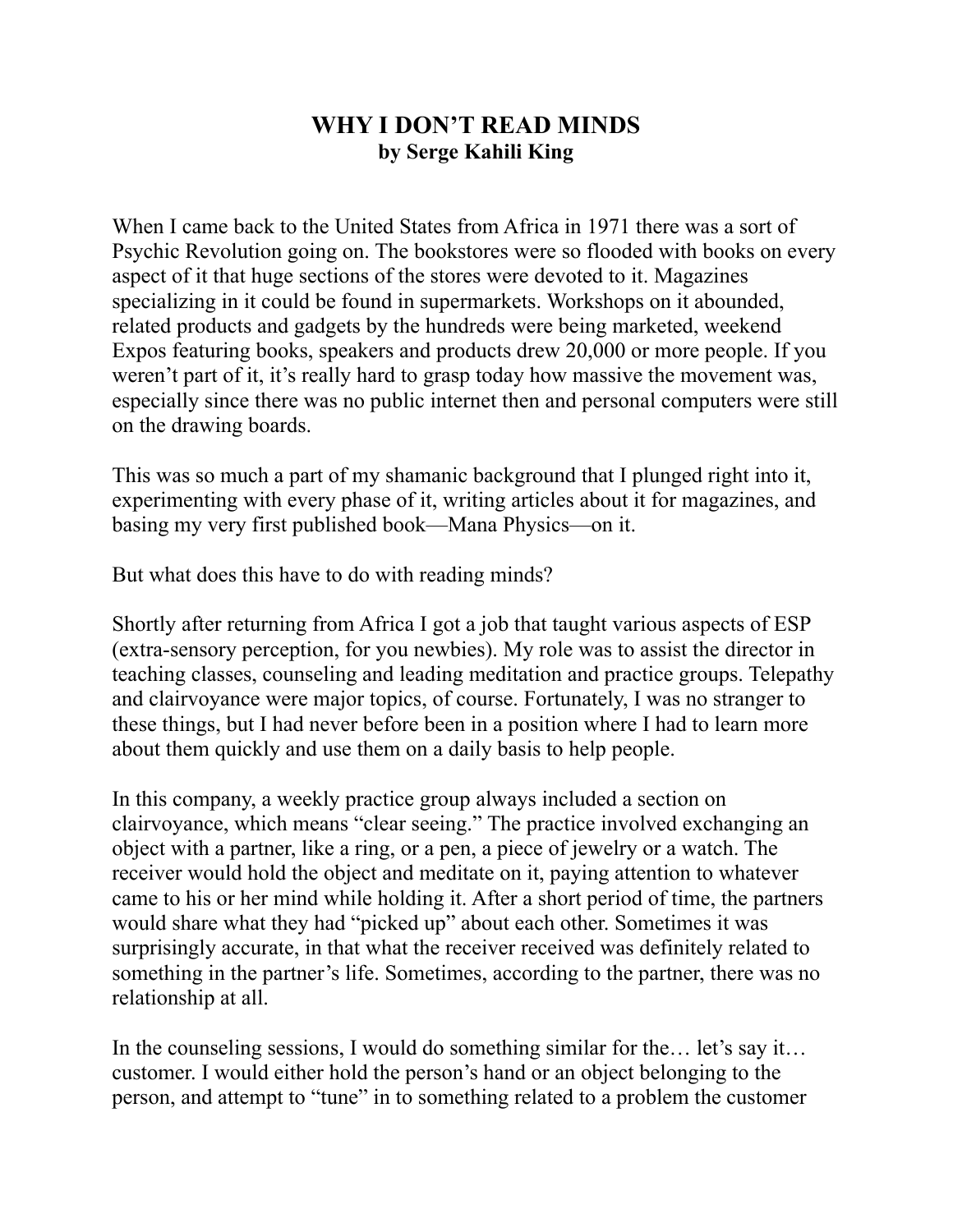# WHY I DON'T READ MINDS

**by Serge Kahili King**

When I came back to the United States from Africa in 1971 there was a sort of Psychic Revolution going on. The bookstores were so flooded with books on every aspect of it that huge sections of the stores were devoted to it. Magazines specializing in it could be found in supermarkets. Workshops on it abounded, related products and gadgets by the hundreds were being marketed, weekend Expos featuring books, speakers and products drew 20,000 or more people. If you weren't part of it, it's really hard to grasp today how massive the movement was, especially since there was no public internet then and personal computers were still on the drawing boards.

This was so much a part of my shamanic background that I plunged right into it, experimenting with every phase of it, writing articles about it for magazines, and basing my very first published book—Mana Physics—on it.

But what does this have to do with reading minds?

Shortly after returning from Africa I got a job that taught various aspects of ESP (extra-sensory perception, for you newbies). My role was to assist the director in teaching classes, counseling and leading meditation and practice groups. Telepathy and clairvoyance were major topics, of course. Fortunately, I was no stranger to these things, but I had never before been in a position where I had to learn more about them quickly and use them on a daily basis to help people.

In this company, a weekly practice group always included a section on clairvoyance, which means "clear seeing." The practice involved exchanging an object with a partner, like a ring, or a pen, a piece of jewelry or a watch. The receiver would hold the object and meditate on it, paying attention to whatever came to his or her mind while holding it. After a short period of time, the partners would share what they had "picked up" about each other. Sometimes it was surprisingly accurate, in that what the receiver received was definitely related to something in the partner's life. Sometimes, according to the partner, there was no relationship at all.

In the counseling sessions, I would do something similar for the… let's say it… customer. I would either hold the person's hand or an object belonging to the person, and attempt to "tune" in to something related to a problem the customer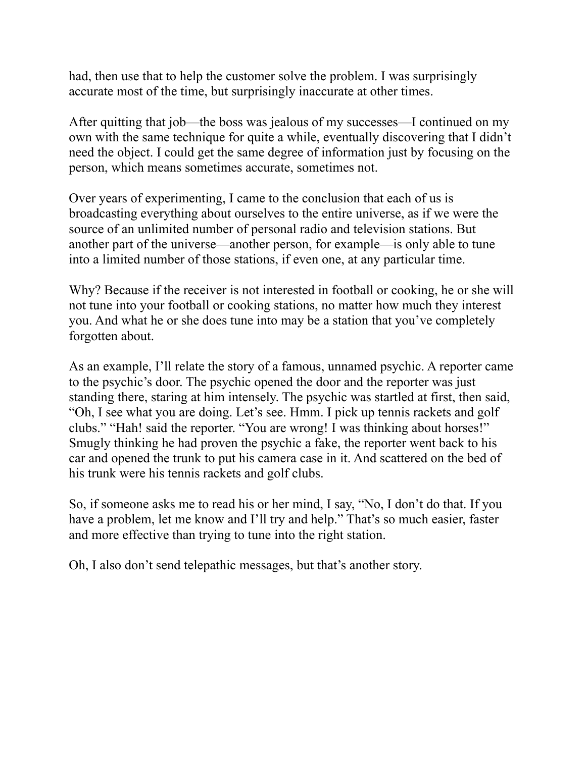had, then use that to help the customer solve the problem. I was surprisingly accurate most of the time, but surprisingly inaccurate at other times.

After quitting that job—the boss was jealous of my successes—I continued on my own with the same technique for quite a while, eventually discovering that I didn't need the object. I could get the same degree of information just by focusing on the person, which means sometimes accurate, sometimes not.

Over years of experimenting, I came to the conclusion that each of us is broadcasting everything about ourselves to the entire universe, as if we were the source of an unlimited number of personal radio and television stations. But another part of the universe—another person, for example—is only able to tune into a limited number of those stations, if even one, at any particular time.

Why? Because if the receiver is not interested in football or cooking, he or she will not tune into your football or cooking stations, no matter how much they interest you. And what he or she does tune into may be a station that you've completely forgotten about.

As an example, I'll relate the story of a famous, unnamed psychic. A reporter came to the psychic's door. The psychic opened the door and the reporter was just standing there, staring at him intensely. The psychic was startled at first, then said, "Oh, I see what you are doing. Let's see. Hmm. I pick up tennis rackets and golf clubs." "Hah! said the reporter. "You are wrong! I was thinking about horses!" Smugly thinking he had proven the psychic a fake, the reporter went back to his car and opened the trunk to put his camera case in it. And scattered on the bed of his trunk were his tennis rackets and golf clubs.

So, if someone asks me to read his or her mind, I say, "No, I don't do that. If you have a problem, let me know and I'll try and help." That's so much easier, faster and more effective than trying to tune into the right station.

Oh, I also don't send telepathic messages, but that's another story.